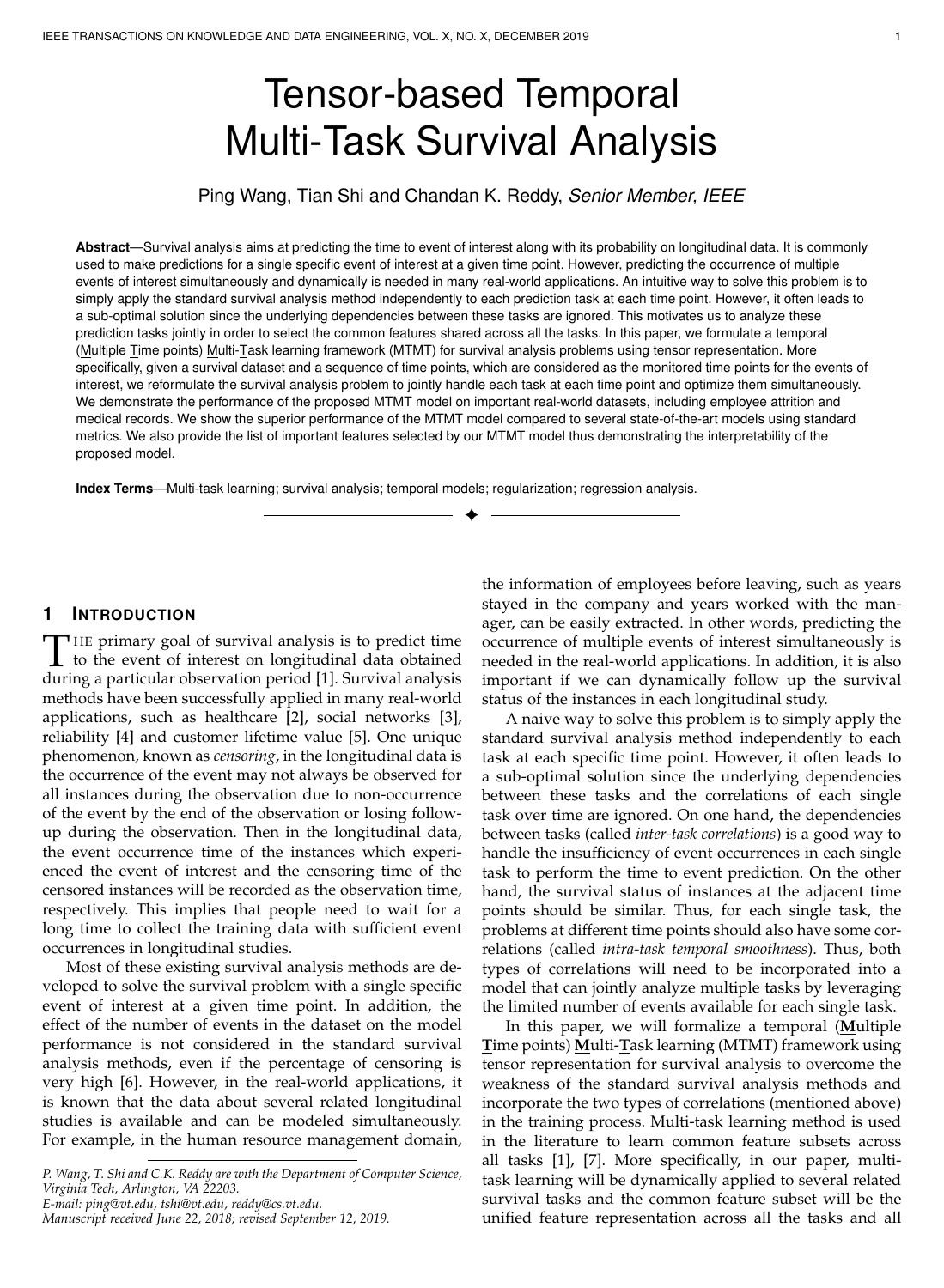# Tensor-based Temporal Multi-Task Survival Analysis

Ping Wang, Tian Shi and Chandan K. Reddy, *Senior Member, IEEE*

**Abstract**—Survival analysis aims at predicting the time to event of interest along with its probability on longitudinal data. It is commonly used to make predictions for a single specific event of interest at a given time point. However, predicting the occurrence of multiple events of interest simultaneously and dynamically is needed in many real-world applications. An intuitive way to solve this problem is to simply apply the standard survival analysis method independently to each prediction task at each time point. However, it often leads to a sub-optimal solution since the underlying dependencies between these tasks are ignored. This motivates us to analyze these prediction tasks jointly in order to select the common features shared across all the tasks. In this paper, we formulate a temporal (Multiple Time points) Multi-Task learning framework (MTMT) for survival analysis problems using tensor representation. More specifically, given a survival dataset and a sequence of time points, which are considered as the monitored time points for the events of interest, we reformulate the survival analysis problem to jointly handle each task at each time point and optimize them simultaneously. We demonstrate the performance of the proposed MTMT model on important real-world datasets, including employee attrition and medical records. We show the superior performance of the MTMT model compared to several state-of-the-art models using standard metrics. We also provide the list of important features selected by our MTMT model thus demonstrating the interpretability of the proposed model.

**Index Terms**—Multi-task learning; survival analysis; temporal models; regularization; regression analysis.

## 1 Introduction

The primary goal of survival analysis is to predict time to the event of interest on longitudinal data obtained during a particular observation period [1]. Survival analysis methods have been successfully applied in many real-world applications, such as healthcare [2], social networks [3], reliability [4] and customer lifetime value [5]. One unique phenomenon, known as *censoring*, in the longitudinal data is the occurrence of the event may not always be observed for all instances during the observation due to non-occurrence of the event by the end of the observation or losing follow-up during the observation. Then in the longitudinal data, the event occurrence time of the instances which experienced the event of interest and the censoring time of the censored instances will be recorded as the observation time, respectively. This implies that people need to wait for a long time to collect the training data with sufficient event occurrences in longitudinal studies.

Most of these existing survival analysis methods are developed to solve the survival problem with a single specific event of interest at a given time point. In addition, the effect of the number of events in the dataset on the model performance is not considered in the standard survival analysis methods, even if the percentage of censoring is very high [6]. However, in the real-world applications, it is known that the data about several related longitudinal studies is available and can be modeled simultaneously. For example, in the human resource management domain, the information of employees before leaving, such as years stayed in the company and years worked with the manager, can be easily extracted. In other words, predicting the occurrence of multiple events of interest simultaneously is needed in the real-world applications. In addition, it is also important if we can dynamically follow up the survival status of the instances in each longitudinal study.

A naive way to solve this problem is to simply apply the standard survival analysis method independently to each task at each specific time point. However, it often leads to a sub-optimal solution since the underlying dependencies between these tasks and the correlations of each single task over time are ignored. On one hand, the dependencies between tasks (called *inter-task correlations*) is a good way to handle the insufficiency of event occurrences in each single task to perform the time to event prediction. On the other hand, the survival status of instances at the adjacent time points should be similar. Thus, for each single task, the problems at different time points should also have some correlations (called *intra-task temporal smoothness*). Thus, both types of correlations will need to be incorporated into a model that can jointly analyze multiple tasks by leveraging the limited number of events available for each single task.

In this paper, we will formalize a temporal (**M**ultiple **T**ime points) **M**ulti-**T**ask learning (MTMT) framework using tensor representation for survival analysis to overcome the weakness of the standard survival analysis methods and incorporate the two types of correlations (mentioned above) in the training process. Multi-task learning method is used in the literature to learn common feature subsets across all tasks [1], [7]. More specifically, in our paper, multi-task learning will be dynamically applied to several related survival tasks and the common feature subset will be the unified feature representation across all the tasks and all

---

*P. Wang, T. Shi and C.K. Reddy are with the Department of Computer Science, Virginia Tech, Arlington, VA 22203.*
*E-mail: ping@vt.edu, tshi@vt.edu, reddy@cs.vt.edu.*
*Manuscript received June 22, 2018; revised September 12, 2019.*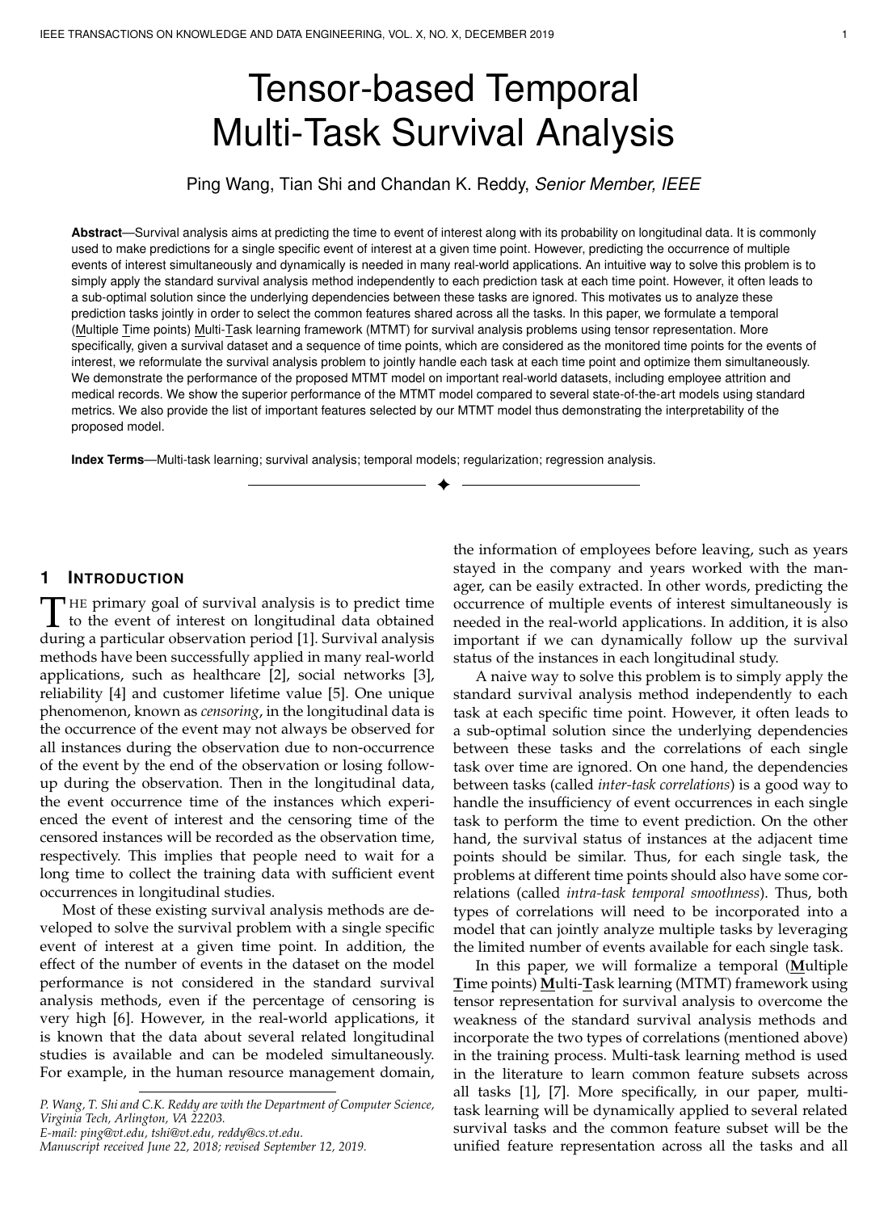# Tensor-based Temporal Multi-Task Survival Analysis

Ping Wang, Tian Shi and Chandan K. Reddy, *Senior Member, IEEE*

**Abstract**—Survival analysis aims at predicting the time to event of interest along with its probability on longitudinal data. It is commonly used to make predictions for a single specific event of interest at a given time point. However, predicting the occurrence of multiple events of interest simultaneously and dynamically is needed in many real-world applications. An intuitive way to solve this problem is to simply apply the standard survival analysis method independently to each prediction task at each time point. However, it often leads to a sub-optimal solution since the underlying dependencies between these tasks are ignored. This motivates us to analyze these prediction tasks jointly in order to select the common features shared across all the tasks. In this paper, we formulate a temporal (Multiple Time points) Multi-Task learning framework (MTMT) for survival analysis problems using tensor representation. More specifically, given a survival dataset and a sequence of time points, which are considered as the monitored time points for the events of interest, we reformulate the survival analysis problem to jointly handle each task at each time point and optimize them simultaneously. We demonstrate the performance of the proposed MTMT model on important real-world datasets, including employee attrition and medical records. We show the superior performance of the MTMT model compared to several state-of-the-art models using standard metrics. We also provide the list of important features selected by our MTMT model thus demonstrating the interpretability of the proposed model.

**Index Terms**—Multi-task learning; survival analysis; temporal models; regularization; regression analysis.

## 1 Introduction

The primary goal of survival analysis is to predict time to the event of interest on longitudinal data obtained during a particular observation period [1]. Survival analysis methods have been successfully applied in many real-world applications, such as healthcare [2], social networks [3], reliability [4] and customer lifetime value [5]. One unique phenomenon, known as *censoring*, in the longitudinal data is the occurrence of the event may not always be observed for all instances during the observation due to non-occurrence of the event by the end of the observation or losing follow-up during the observation. Then in the longitudinal data, the event occurrence time of the instances which experienced the event of interest and the censoring time of the censored instances will be recorded as the observation time, respectively. This implies that people need to wait for a long time to collect the training data with sufficient event occurrences in longitudinal studies.

Most of these existing survival analysis methods are developed to solve the survival problem with a single specific event of interest at a given time point. In addition, the effect of the number of events in the dataset on the model performance is not considered in the standard survival analysis methods, even if the percentage of censoring is very high [6]. However, in the real-world applications, it is known that the data about several related longitudinal studies is available and can be modeled simultaneously. For example, in the human resource management domain, the information of employees before leaving, such as years stayed in the company and years worked with the manager, can be easily extracted. In other words, predicting the occurrence of multiple events of interest simultaneously is needed in the real-world applications. In addition, it is also important if we can dynamically follow up the survival status of the instances in each longitudinal study.

A naive way to solve this problem is to simply apply the standard survival analysis method independently to each task at each specific time point. However, it often leads to a sub-optimal solution since the underlying dependencies between these tasks and the correlations of each single task over time are ignored. On one hand, the dependencies between tasks (called *inter-task correlations*) is a good way to handle the insufficiency of event occurrences in each single task to perform the time to event prediction. On the other hand, the survival status of instances at the adjacent time points should be similar. Thus, for each single task, the problems at different time points should also have some correlations (called *intra-task temporal smoothness*). Thus, both types of correlations will need to be incorporated into a model that can jointly analyze multiple tasks by leveraging the limited number of events available for each single task.

In this paper, we will formalize a temporal (**M**ultiple **T**ime points) **M**ulti-**T**ask learning (MTMT) framework using tensor representation for survival analysis to overcome the weakness of the standard survival analysis methods and incorporate the two types of correlations (mentioned above) in the training process. Multi-task learning method is used in the literature to learn common feature subsets across all tasks [1], [7]. More specifically, in our paper, multi-task learning will be dynamically applied to several related survival tasks and the common feature subset will be the unified feature representation across all the tasks and all

---

*P. Wang, T. Shi and C.K. Reddy are with the Department of Computer Science, Virginia Tech, Arlington, VA 22203.*
*E-mail: ping@vt.edu, tshi@vt.edu, reddy@cs.vt.edu.*
*Manuscript received June 22, 2018; revised September 12, 2019.*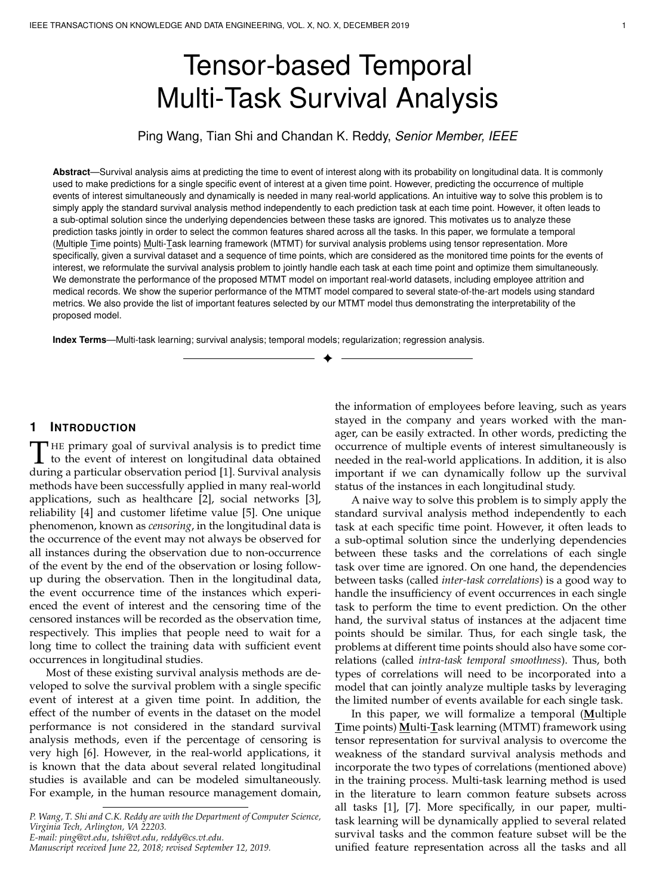# Tensor-based Temporal Multi-Task Survival Analysis

Ping Wang, Tian Shi and Chandan K. Reddy, *Senior Member, IEEE*

**Abstract**—Survival analysis aims at predicting the time to event of interest along with its probability on longitudinal data. It is commonly used to make predictions for a single specific event of interest at a given time point. However, predicting the occurrence of multiple events of interest simultaneously and dynamically is needed in many real-world applications. An intuitive way to solve this problem is to simply apply the standard survival analysis method independently to each prediction task at each time point. However, it often leads to a sub-optimal solution since the underlying dependencies between these tasks are ignored. This motivates us to analyze these prediction tasks jointly in order to select the common features shared across all the tasks. In this paper, we formulate a temporal (Multiple Time points) Multi-Task learning framework (MTMT) for survival analysis problems using tensor representation. More specifically, given a survival dataset and a sequence of time points, which are considered as the monitored time points for the events of interest, we reformulate the survival analysis problem to jointly handle each task at each time point and optimize them simultaneously. We demonstrate the performance of the proposed MTMT model on important real-world datasets, including employee attrition and medical records. We show the superior performance of the MTMT model compared to several state-of-the-art models using standard metrics. We also provide the list of important features selected by our MTMT model thus demonstrating the interpretability of the proposed model.

**Index Terms**—Multi-task learning; survival analysis; temporal models; regularization; regression analysis.

## 1 INTRODUCTION

The primary goal of survival analysis is to predict time to the event of interest on longitudinal data obtained during a particular observation period [1]. Survival analysis methods have been successfully applied in many real-world applications, such as healthcare [2], social networks [3], reliability [4] and customer lifetime value [5]. One unique phenomenon, known as *censoring*, in the longitudinal data is the occurrence of the event may not always be observed for all instances during the observation due to non-occurrence of the event by the end of the observation or losing follow-up during the observation. Then in the longitudinal data, the event occurrence time of the instances which experienced the event of interest and the censoring time of the censored instances will be recorded as the observation time, respectively. This implies that people need to wait for a long time to collect the training data with sufficient event occurrences in longitudinal studies.

Most of these existing survival analysis methods are developed to solve the survival problem with a single specific event of interest at a given time point. In addition, the effect of the number of events in the dataset on the model performance is not considered in the standard survival analysis methods, even if the percentage of censoring is very high [6]. However, in the real-world applications, it is known that the data about several related longitudinal studies is available and can be modeled simultaneously. For example, in the human resource management domain, the information of employees before leaving, such as years stayed in the company and years worked with the manager, can be easily extracted. In other words, predicting the occurrence of multiple events of interest simultaneously is needed in the real-world applications. In addition, it is also important if we can dynamically follow up the survival status of the instances in each longitudinal study.

A naive way to solve this problem is to simply apply the standard survival analysis method independently to each task at each specific time point. However, it often leads to a sub-optimal solution since the underlying dependencies between these tasks and the correlations of each single task over time are ignored. On one hand, the dependencies between tasks (called *inter-task correlations*) is a good way to handle the insufficiency of event occurrences in each single task to perform the time to event prediction. On the other hand, the survival status of instances at the adjacent time points should be similar. Thus, for each single task, the problems at different time points should also have some correlations (called *intra-task temporal smoothness*). Thus, both types of correlations will need to be incorporated into a model that can jointly analyze multiple tasks by leveraging the limited number of events available for each single task.

In this paper, we will formalize a temporal (**M**ultiple **T**ime points) **M**ulti-**T**ask learning (MTMT) framework using tensor representation for survival analysis to overcome the weakness of the standard survival analysis methods and incorporate the two types of correlations (mentioned above) in the training process. Multi-task learning method is used in the literature to learn common feature subsets across all tasks [1], [7]. More specifically, in our paper, multi-task learning will be dynamically applied to several related survival tasks and the common feature subset will be the unified feature representation across all the tasks and all

---

*P. Wang, T. Shi and C.K. Reddy are with the Department of Computer Science, Virginia Tech, Arlington, VA 22203.*
*E-mail: ping@vt.edu, tshi@vt.edu, reddy@cs.vt.edu.*
*Manuscript received June 22, 2018; revised September 12, 2019.*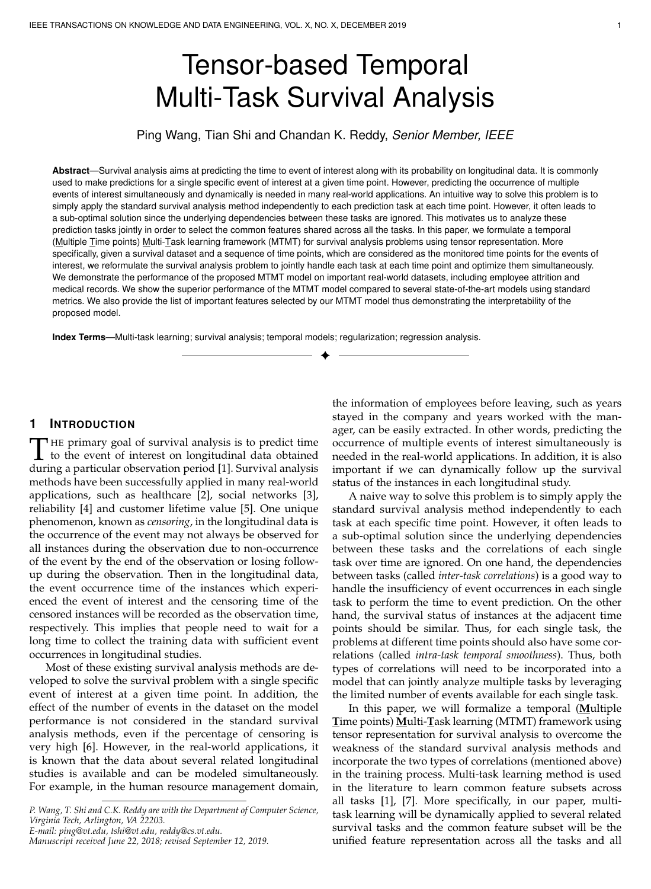# Tensor-based Temporal Multi-Task Survival Analysis

Ping Wang, Tian Shi and Chandan K. Reddy, *Senior Member, IEEE*

**Abstract**—Survival analysis aims at predicting the time to event of interest along with its probability on longitudinal data. It is commonly used to make predictions for a single specific event of interest at a given time point. However, predicting the occurrence of multiple events of interest simultaneously and dynamically is needed in many real-world applications. An intuitive way to solve this problem is to simply apply the standard survival analysis method independently to each prediction task at each time point. However, it often leads to a sub-optimal solution since the underlying dependencies between these tasks are ignored. This motivates us to analyze these prediction tasks jointly in order to select the common features shared across all the tasks. In this paper, we formulate a temporal (Multiple Time points) Multi-Task learning framework (MTMT) for survival analysis problems using tensor representation. More specifically, given a survival dataset and a sequence of time points, which are considered as the monitored time points for the events of interest, we reformulate the survival analysis problem to jointly handle each task at each time point and optimize them simultaneously. We demonstrate the performance of the proposed MTMT model on important real-world datasets, including employee attrition and medical records. We show the superior performance of the MTMT model compared to several state-of-the-art models using standard metrics. We also provide the list of important features selected by our MTMT model thus demonstrating the interpretability of the proposed model.

**Index Terms**—Multi-task learning; survival analysis; temporal models; regularization; regression analysis.

## 1 Introduction

The primary goal of survival analysis is to predict time to the event of interest on longitudinal data obtained during a particular observation period [1]. Survival analysis methods have been successfully applied in many real-world applications, such as healthcare [2], social networks [3], reliability [4] and customer lifetime value [5]. One unique phenomenon, known as *censoring*, in the longitudinal data is the occurrence of the event may not always be observed for all instances during the observation due to non-occurrence of the event by the end of the observation or losing follow-up during the observation. Then in the longitudinal data, the event occurrence time of the instances which experienced the event of interest and the censoring time of the censored instances will be recorded as the observation time, respectively. This implies that people need to wait for a long time to collect the training data with sufficient event occurrences in longitudinal studies.

Most of these existing survival analysis methods are developed to solve the survival problem with a single specific event of interest at a given time point. In addition, the effect of the number of events in the dataset on the model performance is not considered in the standard survival analysis methods, even if the percentage of censoring is very high [6]. However, in the real-world applications, it is known that the data about several related longitudinal studies is available and can be modeled simultaneously. For example, in the human resource management domain, the information of employees before leaving, such as years stayed in the company and years worked with the manager, can be easily extracted. In other words, predicting the occurrence of multiple events of interest simultaneously is needed in the real-world applications. In addition, it is also important if we can dynamically follow up the survival status of the instances in each longitudinal study.

A naive way to solve this problem is to simply apply the standard survival analysis method independently to each task at each specific time point. However, it often leads to a sub-optimal solution since the underlying dependencies between these tasks and the correlations of each single task over time are ignored. On one hand, the dependencies between tasks (called *inter-task correlations*) is a good way to handle the insufficiency of event occurrences in each single task to perform the time to event prediction. On the other hand, the survival status of instances at the adjacent time points should be similar. Thus, for each single task, the problems at different time points should also have some correlations (called *intra-task temporal smoothness*). Thus, both types of correlations will need to be incorporated into a model that can jointly analyze multiple tasks by leveraging the limited number of events available for each single task.

In this paper, we will formalize a temporal (**M**ultiple **T**ime points) **M**ulti-**T**ask learning (MTMT) framework using tensor representation for survival analysis to overcome the weakness of the standard survival analysis methods and incorporate the two types of correlations (mentioned above) in the training process. Multi-task learning method is used in the literature to learn common feature subsets across all tasks [1], [7]. More specifically, in our paper, multi-task learning will be dynamically applied to several related survival tasks and the common feature subset will be the unified feature representation across all the tasks and all

---

*P. Wang, T. Shi and C.K. Reddy are with the Department of Computer Science, Virginia Tech, Arlington, VA 22203.*
*E-mail: ping@vt.edu, tshi@vt.edu, reddy@cs.vt.edu.*
*Manuscript received June 22, 2018; revised September 12, 2019.*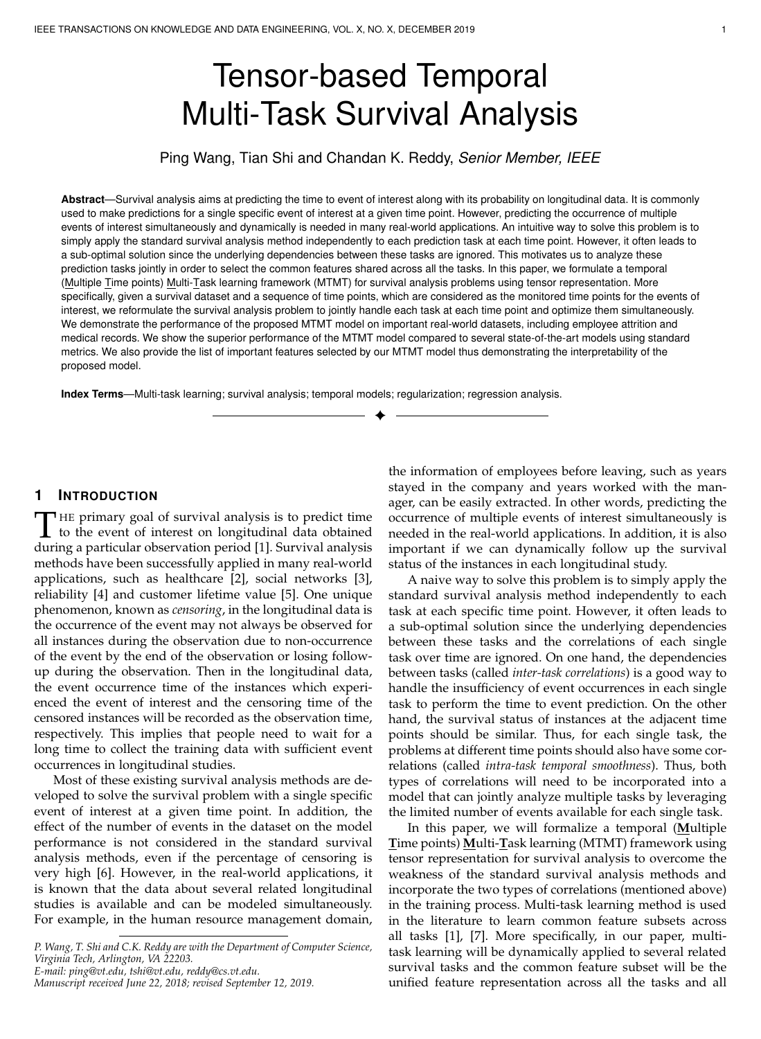# Tensor-based Temporal Multi-Task Survival Analysis

Ping Wang, Tian Shi and Chandan K. Reddy, *Senior Member, IEEE*

**Abstract**—Survival analysis aims at predicting the time to event of interest along with its probability on longitudinal data. It is commonly used to make predictions for a single specific event of interest at a given time point. However, predicting the occurrence of multiple events of interest simultaneously and dynamically is needed in many real-world applications. An intuitive way to solve this problem is to simply apply the standard survival analysis method independently to each prediction task at each time point. However, it often leads to a sub-optimal solution since the underlying dependencies between these tasks are ignored. This motivates us to analyze these prediction tasks jointly in order to select the common features shared across all the tasks. In this paper, we formulate a temporal (Multiple Time points) Multi-Task learning framework (MTMT) for survival analysis problems using tensor representation. More specifically, given a survival dataset and a sequence of time points, which are considered as the monitored time points for the events of interest, we reformulate the survival analysis problem to jointly handle each task at each time point and optimize them simultaneously. We demonstrate the performance of the proposed MTMT model on important real-world datasets, including employee attrition and medical records. We show the superior performance of the MTMT model compared to several state-of-the-art models using standard metrics. We also provide the list of important features selected by our MTMT model thus demonstrating the interpretability of the proposed model.

**Index Terms**—Multi-task learning; survival analysis; temporal models; regularization; regression analysis.

## 1 INTRODUCTION

The primary goal of survival analysis is to predict time to the event of interest on longitudinal data obtained during a particular observation period [1]. Survival analysis methods have been successfully applied in many real-world applications, such as healthcare [2], social networks [3], reliability [4] and customer lifetime value [5]. One unique phenomenon, known as *censoring*, in the longitudinal data is the occurrence of the event may not always be observed for all instances during the observation due to non-occurrence of the event by the end of the observation or losing follow-up during the observation. Then in the longitudinal data, the event occurrence time of the instances which experienced the event of interest and the censoring time of the censored instances will be recorded as the observation time, respectively. This implies that people need to wait for a long time to collect the training data with sufficient event occurrences in longitudinal studies.

Most of these existing survival analysis methods are developed to solve the survival problem with a single specific event of interest at a given time point. In addition, the effect of the number of events in the dataset on the model performance is not considered in the standard survival analysis methods, even if the percentage of censoring is very high [6]. However, in the real-world applications, it is known that the data about several related longitudinal studies is available and can be modeled simultaneously. For example, in the human resource management domain, the information of employees before leaving, such as years stayed in the company and years worked with the manager, can be easily extracted. In other words, predicting the occurrence of multiple events of interest simultaneously is needed in the real-world applications. In addition, it is also important if we can dynamically follow up the survival status of the instances in each longitudinal study.

A naive way to solve this problem is to simply apply the standard survival analysis method independently to each task at each specific time point. However, it often leads to a sub-optimal solution since the underlying dependencies between these tasks and the correlations of each single task over time are ignored. On one hand, the dependencies between tasks (called *inter-task correlations*) is a good way to handle the insufficiency of event occurrences in each single task to perform the time to event prediction. On the other hand, the survival status of instances at the adjacent time points should be similar. Thus, for each single task, the problems at different time points should also have some correlations (called *intra-task temporal smoothness*). Thus, both types of correlations will need to be incorporated into a model that can jointly analyze multiple tasks by leveraging the limited number of events available for each single task.

In this paper, we will formalize a temporal (**M**ultiple **T**ime points) **M**ulti-**T**ask learning (MTMT) framework using tensor representation for survival analysis to overcome the weakness of the standard survival analysis methods and incorporate the two types of correlations (mentioned above) in the training process. Multi-task learning method is used in the literature to learn common feature subsets across all tasks [1], [7]. More specifically, in our paper, multi-task learning will be dynamically applied to several related survival tasks and the common feature subset will be the unified feature representation across all the tasks and all

*P. Wang, T. Shi and C.K. Reddy are with the Department of Computer Science, Virginia Tech, Arlington, VA 22203.*
*E-mail: ping@vt.edu, tshi@vt.edu, reddy@cs.vt.edu.*
*Manuscript received June 22, 2018; revised September 12, 2019.*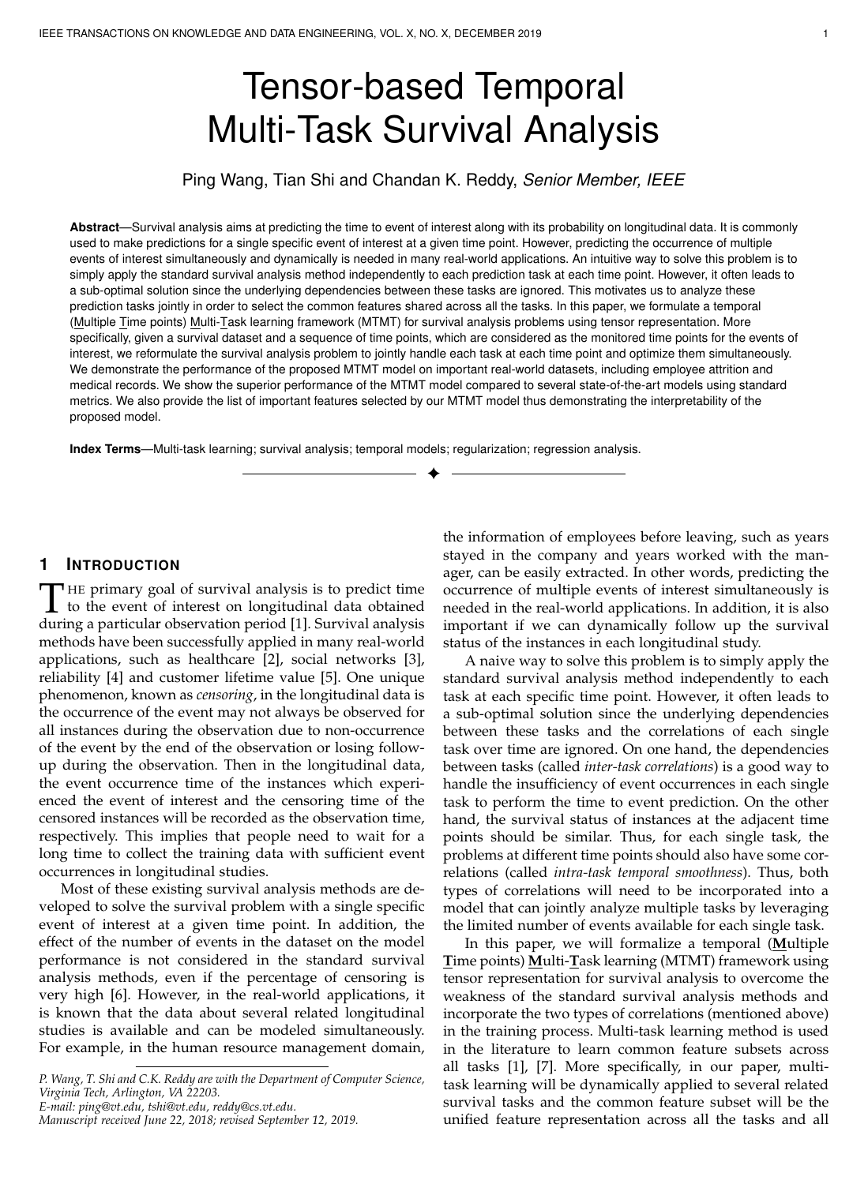# Tensor-based Temporal Multi-Task Survival Analysis

Ping Wang, Tian Shi and Chandan K. Reddy, *Senior Member, IEEE*

**Abstract**—Survival analysis aims at predicting the time to event of interest along with its probability on longitudinal data. It is commonly used to make predictions for a single specific event of interest at a given time point. However, predicting the occurrence of multiple events of interest simultaneously and dynamically is needed in many real-world applications. An intuitive way to solve this problem is to simply apply the standard survival analysis method independently to each prediction task at each time point. However, it often leads to a sub-optimal solution since the underlying dependencies between these tasks are ignored. This motivates us to analyze these prediction tasks jointly in order to select the common features shared across all the tasks. In this paper, we formulate a temporal (Multiple Time points) Multi-Task learning framework (MTMT) for survival analysis problems using tensor representation. More specifically, given a survival dataset and a sequence of time points, which are considered as the monitored time points for the events of interest, we reformulate the survival analysis problem to jointly handle each task at each time point and optimize them simultaneously. We demonstrate the performance of the proposed MTMT model on important real-world datasets, including employee attrition and medical records. We show the superior performance of the MTMT model compared to several state-of-the-art models using standard metrics. We also provide the list of important features selected by our MTMT model thus demonstrating the interpretability of the proposed model.

**Index Terms**—Multi-task learning; survival analysis; temporal models; regularization; regression analysis.

## 1 Introduction

The primary goal of survival analysis is to predict time to the event of interest on longitudinal data obtained during a particular observation period [1]. Survival analysis methods have been successfully applied in many real-world applications, such as healthcare [2], social networks [3], reliability [4] and customer lifetime value [5]. One unique phenomenon, known as *censoring*, in the longitudinal data is the occurrence of the event may not always be observed for all instances during the observation due to non-occurrence of the event by the end of the observation or losing follow-up during the observation. Then in the longitudinal data, the event occurrence time of the instances which experienced the event of interest and the censoring time of the censored instances will be recorded as the observation time, respectively. This implies that people need to wait for a long time to collect the training data with sufficient event occurrences in longitudinal studies.

Most of these existing survival analysis methods are developed to solve the survival problem with a single specific event of interest at a given time point. In addition, the effect of the number of events in the dataset on the model performance is not considered in the standard survival analysis methods, even if the percentage of censoring is very high [6]. However, in the real-world applications, it is known that the data about several related longitudinal studies is available and can be modeled simultaneously. For example, in the human resource management domain, the information of employees before leaving, such as years stayed in the company and years worked with the manager, can be easily extracted. In other words, predicting the occurrence of multiple events of interest simultaneously is needed in the real-world applications. In addition, it is also important if we can dynamically follow up the survival status of the instances in each longitudinal study.

A naive way to solve this problem is to simply apply the standard survival analysis method independently to each task at each specific time point. However, it often leads to a sub-optimal solution since the underlying dependencies between these tasks and the correlations of each single task over time are ignored. On one hand, the dependencies between tasks (called *inter-task correlations*) is a good way to handle the insufficiency of event occurrences in each single task to perform the time to event prediction. On the other hand, the survival status of instances at the adjacent time points should be similar. Thus, for each single task, the problems at different time points should also have some correlations (called *intra-task temporal smoothness*). Thus, both types of correlations will need to be incorporated into a model that can jointly analyze multiple tasks by leveraging the limited number of events available for each single task.

In this paper, we will formalize a temporal (**M**ultiple **T**ime points) **M**ulti-**T**ask learning (MTMT) framework using tensor representation for survival analysis to overcome the weakness of the standard survival analysis methods and incorporate the two types of correlations (mentioned above) in the training process. Multi-task learning method is used in the literature to learn common feature subsets across all tasks [1], [7]. More specifically, in our paper, multi-task learning will be dynamically applied to several related survival tasks and the common feature subset will be the unified feature representation across all the tasks and all

---

*P. Wang, T. Shi and C.K. Reddy are with the Department of Computer Science, Virginia Tech, Arlington, VA 22203.*
*E-mail: ping@vt.edu, tshi@vt.edu, reddy@cs.vt.edu.*
*Manuscript received June 22, 2018; revised September 12, 2019.*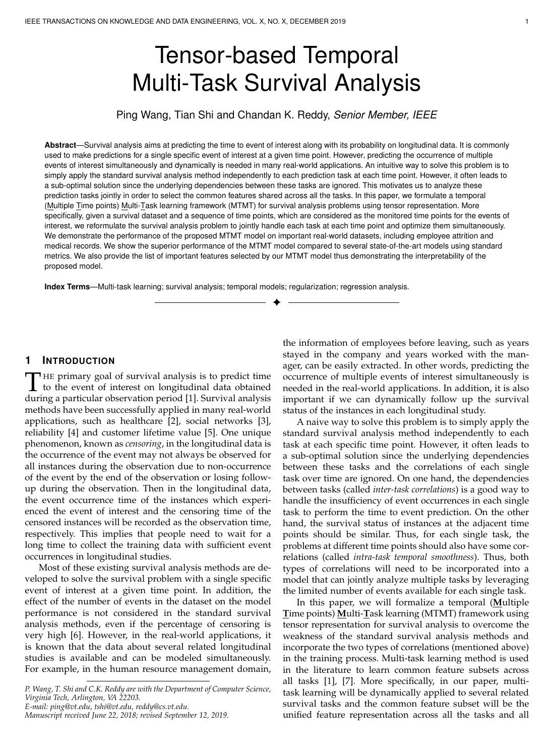# Tensor-based Temporal Multi-Task Survival Analysis

Ping Wang, Tian Shi and Chandan K. Reddy, *Senior Member, IEEE*

**Abstract**—Survival analysis aims at predicting the time to event of interest along with its probability on longitudinal data. It is commonly used to make predictions for a single specific event of interest at a given time point. However, predicting the occurrence of multiple events of interest simultaneously and dynamically is needed in many real-world applications. An intuitive way to solve this problem is to simply apply the standard survival analysis method independently to each prediction task at each time point. However, it often leads to a sub-optimal solution since the underlying dependencies between these tasks are ignored. This motivates us to analyze these prediction tasks jointly in order to select the common features shared across all the tasks. In this paper, we formulate a temporal (Multiple Time points) Multi-Task learning framework (MTMT) for survival analysis problems using tensor representation. More specifically, given a survival dataset and a sequence of time points, which are considered as the monitored time points for the events of interest, we reformulate the survival analysis problem to jointly handle each task at each time point and optimize them simultaneously. We demonstrate the performance of the proposed MTMT model on important real-world datasets, including employee attrition and medical records. We show the superior performance of the MTMT model compared to several state-of-the-art models using standard metrics. We also provide the list of important features selected by our MTMT model thus demonstrating the interpretability of the proposed model.

**Index Terms**—Multi-task learning; survival analysis; temporal models; regularization; regression analysis.

---

## 1 Introduction

The primary goal of survival analysis is to predict time to the event of interest on longitudinal data obtained during a particular observation period [1]. Survival analysis methods have been successfully applied in many real-world applications, such as healthcare [2], social networks [3], reliability [4] and customer lifetime value [5]. One unique phenomenon, known as *censoring*, in the longitudinal data is the occurrence of the event may not always be observed for all instances during the observation due to non-occurrence of the event by the end of the observation or losing follow-up during the observation. Then in the longitudinal data, the event occurrence time of the instances which experienced the event of interest and the censoring time of the censored instances will be recorded as the observation time, respectively. This implies that people need to wait for a long time to collect the training data with sufficient event occurrences in longitudinal studies.

Most of these existing survival analysis methods are developed to solve the survival problem with a single specific event of interest at a given time point. In addition, the effect of the number of events in the dataset on the model performance is not considered in the standard survival analysis methods, even if the percentage of censoring is very high [6]. However, in the real-world applications, it is known that the data about several related longitudinal studies is available and can be modeled simultaneously. For example, in the human resource management domain, the information of employees before leaving, such as years stayed in the company and years worked with the manager, can be easily extracted. In other words, predicting the occurrence of multiple events of interest simultaneously is needed in the real-world applications. In addition, it is also important if we can dynamically follow up the survival status of the instances in each longitudinal study.

A naive way to solve this problem is to simply apply the standard survival analysis method independently to each task at each specific time point. However, it often leads to a sub-optimal solution since the underlying dependencies between these tasks and the correlations of each single task over time are ignored. On one hand, the dependencies between tasks (called *inter-task correlations*) is a good way to handle the insufficiency of event occurrences in each single task to perform the time to event prediction. On the other hand, the survival status of instances at the adjacent time points should be similar. Thus, for each single task, the problems at different time points should also have some correlations (called *intra-task temporal smoothness*). Thus, both types of correlations will need to be incorporated into a model that can jointly analyze multiple tasks by leveraging the limited number of events available for each single task.

In this paper, we will formalize a temporal (**M**ultiple **T**ime points) **M**ulti-**T**ask learning (MTMT) framework using tensor representation for survival analysis to overcome the weakness of the standard survival analysis methods and incorporate the two types of correlations (mentioned above) in the training process. Multi-task learning method is used in the literature to learn common feature subsets across all tasks [1], [7]. More specifically, in our paper, multi-task learning will be dynamically applied to several related survival tasks and the common feature subset will be the unified feature representation across all the tasks and all

---

*P. Wang, T. Shi and C.K. Reddy are with the Department of Computer Science, Virginia Tech, Arlington, VA 22203.*
*E-mail: ping@vt.edu, tshi@vt.edu, reddy@cs.vt.edu.*
*Manuscript received June 22, 2018; revised September 12, 2019.*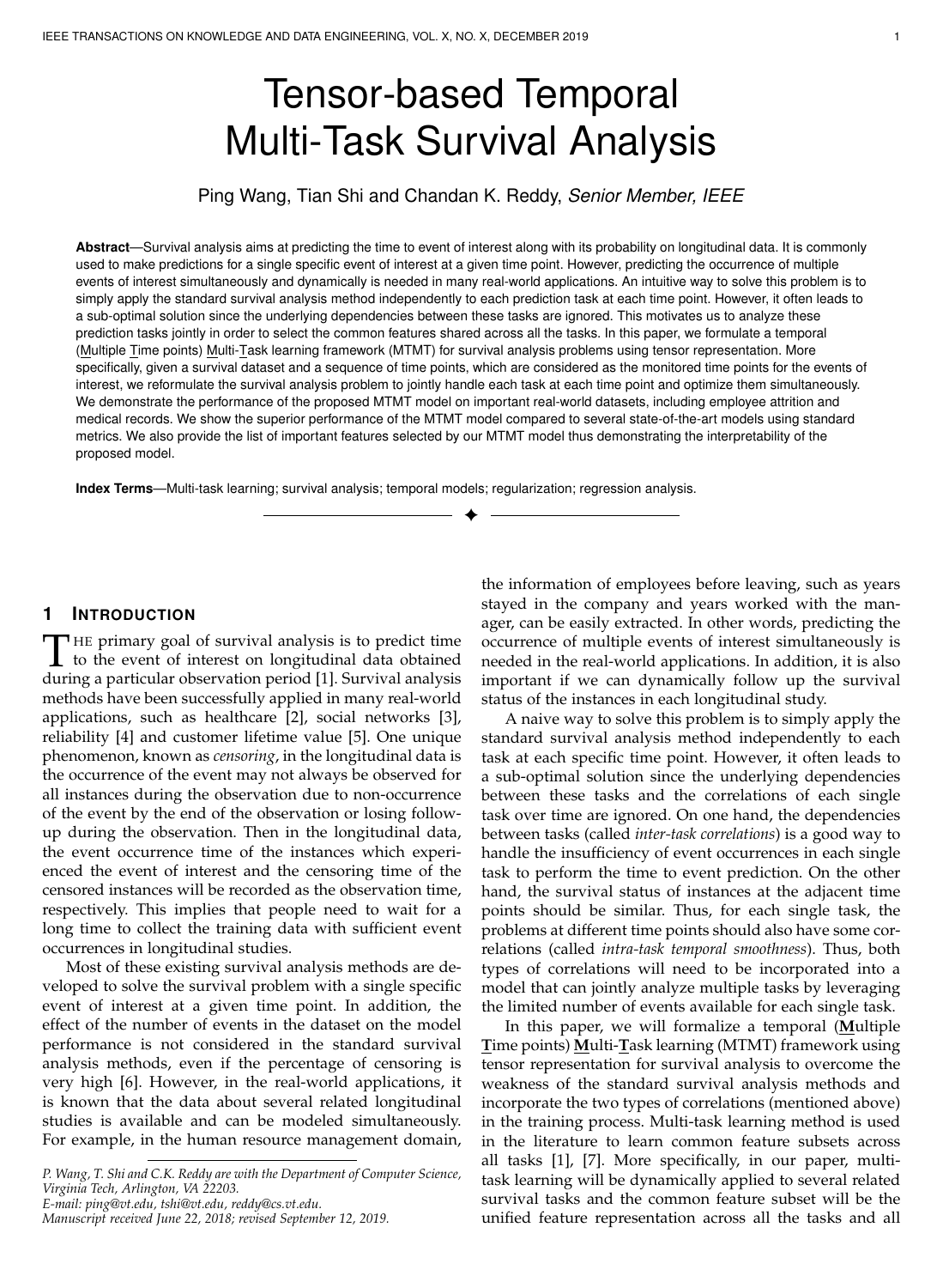# Tensor-based Temporal Multi-Task Survival Analysis

Ping Wang, Tian Shi and Chandan K. Reddy, *Senior Member, IEEE*

**Abstract**—Survival analysis aims at predicting the time to event of interest along with its probability on longitudinal data. It is commonly used to make predictions for a single specific event of interest at a given time point. However, predicting the occurrence of multiple events of interest simultaneously and dynamically is needed in many real-world applications. An intuitive way to solve this problem is to simply apply the standard survival analysis method independently to each prediction task at each time point. However, it often leads to a sub-optimal solution since the underlying dependencies between these tasks are ignored. This motivates us to analyze these prediction tasks jointly in order to select the common features shared across all the tasks. In this paper, we formulate a temporal (Multiple Time points) Multi-Task learning framework (MTMT) for survival analysis problems using tensor representation. More specifically, given a survival dataset and a sequence of time points, which are considered as the monitored time points for the events of interest, we reformulate the survival analysis problem to jointly handle each task at each time point and optimize them simultaneously. We demonstrate the performance of the proposed MTMT model on important real-world datasets, including employee attrition and medical records. We show the superior performance of the MTMT model compared to several state-of-the-art models using standard metrics. We also provide the list of important features selected by our MTMT model thus demonstrating the interpretability of the proposed model.

**Index Terms**—Multi-task learning; survival analysis; temporal models; regularization; regression analysis.

## 1 Introduction

The primary goal of survival analysis is to predict time to the event of interest on longitudinal data obtained during a particular observation period [1]. Survival analysis methods have been successfully applied in many real-world applications, such as healthcare [2], social networks [3], reliability [4] and customer lifetime value [5]. One unique phenomenon, known as *censoring*, in the longitudinal data is the occurrence of the event may not always be observed for all instances during the observation due to non-occurrence of the event by the end of the observation or losing follow-up during the observation. Then in the longitudinal data, the event occurrence time of the instances which experienced the event of interest and the censoring time of the censored instances will be recorded as the observation time, respectively. This implies that people need to wait for a long time to collect the training data with sufficient event occurrences in longitudinal studies.

Most of these existing survival analysis methods are developed to solve the survival problem with a single specific event of interest at a given time point. In addition, the effect of the number of events in the dataset on the model performance is not considered in the standard survival analysis methods, even if the percentage of censoring is very high [6]. However, in the real-world applications, it is known that the data about several related longitudinal studies is available and can be modeled simultaneously. For example, in the human resource management domain, the information of employees before leaving, such as years stayed in the company and years worked with the manager, can be easily extracted. In other words, predicting the occurrence of multiple events of interest simultaneously is needed in the real-world applications. In addition, it is also important if we can dynamically follow up the survival status of the instances in each longitudinal study.

A naive way to solve this problem is to simply apply the standard survival analysis method independently to each task at each specific time point. However, it often leads to a sub-optimal solution since the underlying dependencies between these tasks and the correlations of each single task over time are ignored. On one hand, the dependencies between tasks (called *inter-task correlations*) is a good way to handle the insufficiency of event occurrences in each single task to perform the time to event prediction. On the other hand, the survival status of instances at the adjacent time points should be similar. Thus, for each single task, the problems at different time points should also have some correlations (called *intra-task temporal smoothness*). Thus, both types of correlations will need to be incorporated into a model that can jointly analyze multiple tasks by leveraging the limited number of events available for each single task.

In this paper, we will formalize a temporal (**M**ultiple **T**ime points) **M**ulti-**T**ask learning (MTMT) framework using tensor representation for survival analysis to overcome the weakness of the standard survival analysis methods and incorporate the two types of correlations (mentioned above) in the training process. Multi-task learning method is used in the literature to learn common feature subsets across all tasks [1], [7]. More specifically, in our paper, multi-task learning will be dynamically applied to several related survival tasks and the common feature subset will be the unified feature representation across all the tasks and all

---

*P. Wang, T. Shi and C.K. Reddy are with the Department of Computer Science, Virginia Tech, Arlington, VA 22203.*
*E-mail: ping@vt.edu, tshi@vt.edu, reddy@cs.vt.edu.*
*Manuscript received June 22, 2018; revised September 12, 2019.*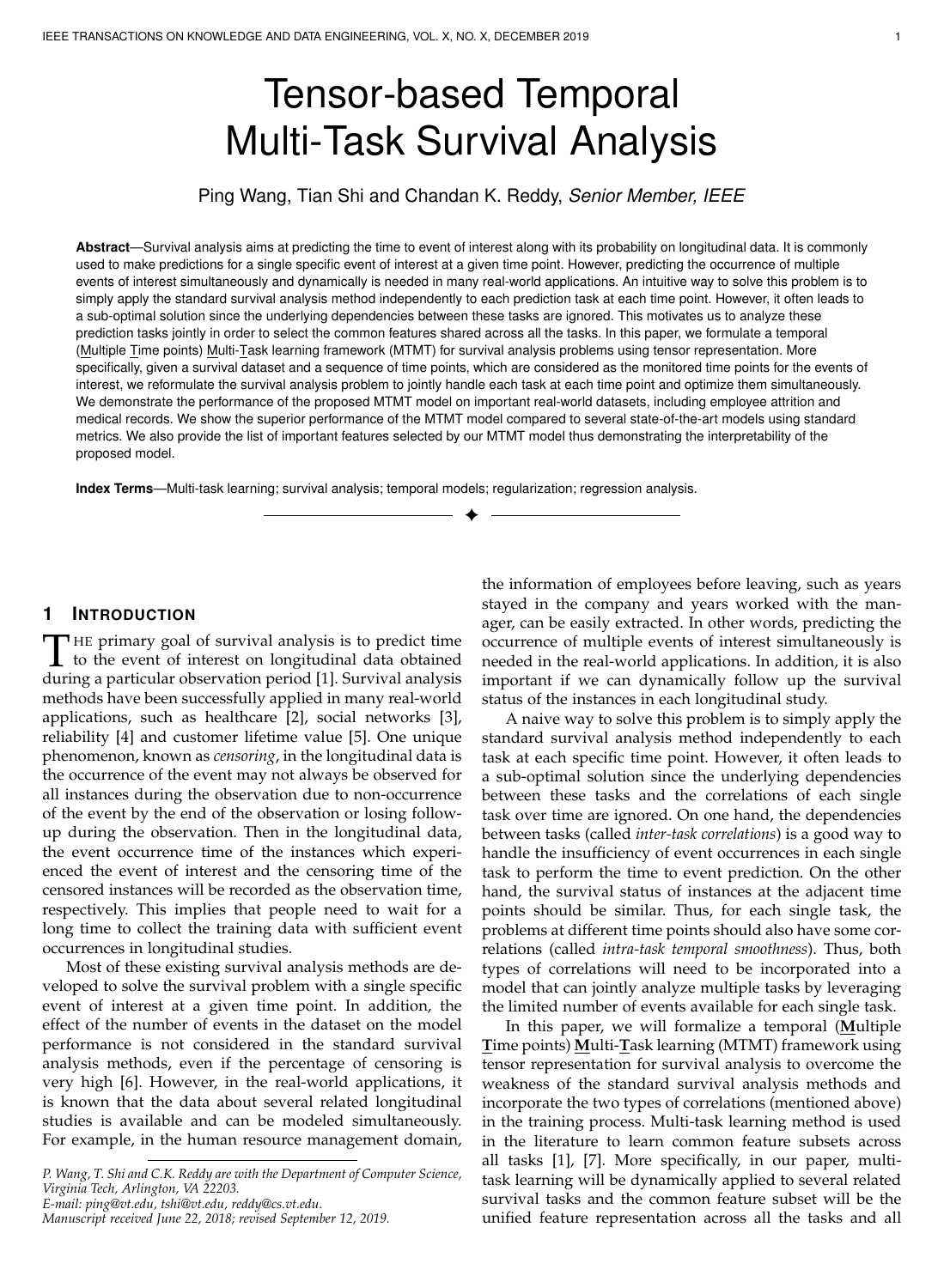# Tensor-based Temporal Multi-Task Survival Analysis

Ping Wang, Tian Shi and Chandan K. Reddy, *Senior Member, IEEE*

**Abstract**—Survival analysis aims at predicting the time to event of interest along with its probability on longitudinal data. It is commonly used to make predictions for a single specific event of interest at a given time point. However, predicting the occurrence of multiple events of interest simultaneously and dynamically is needed in many real-world applications. An intuitive way to solve this problem is to simply apply the standard survival analysis method independently to each prediction task at each time point. However, it often leads to a sub-optimal solution since the underlying dependencies between these tasks are ignored. This motivates us to analyze these prediction tasks jointly in order to select the common features shared across all the tasks. In this paper, we formulate a temporal (Multiple Time points) Multi-Task learning framework (MTMT) for survival analysis problems using tensor representation. More specifically, given a survival dataset and a sequence of time points, which are considered as the monitored time points for the events of interest, we reformulate the survival analysis problem to jointly handle each task at each time point and optimize them simultaneously. We demonstrate the performance of the proposed MTMT model on important real-world datasets, including employee attrition and medical records. We show the superior performance of the MTMT model compared to several state-of-the-art models using standard metrics. We also provide the list of important features selected by our MTMT model thus demonstrating the interpretability of the proposed model.

**Index Terms**—Multi-task learning; survival analysis; temporal models; regularization; regression analysis.

## 1 Introduction

The primary goal of survival analysis is to predict time to the event of interest on longitudinal data obtained during a particular observation period [1]. Survival analysis methods have been successfully applied in many real-world applications, such as healthcare [2], social networks [3], reliability [4] and customer lifetime value [5]. One unique phenomenon, known as *censoring*, in the longitudinal data is the occurrence of the event may not always be observed for all instances during the observation due to non-occurrence of the event by the end of the observation or losing follow-up during the observation. Then in the longitudinal data, the event occurrence time of the instances which experienced the event of interest and the censoring time of the censored instances will be recorded as the observation time, respectively. This implies that people need to wait for a long time to collect the training data with sufficient event occurrences in longitudinal studies.

Most of these existing survival analysis methods are developed to solve the survival problem with a single specific event of interest at a given time point. In addition, the effect of the number of events in the dataset on the model performance is not considered in the standard survival analysis methods, even if the percentage of censoring is very high [6]. However, in the real-world applications, it is known that the data about several related longitudinal studies is available and can be modeled simultaneously. For example, in the human resource management domain, the information of employees before leaving, such as years stayed in the company and years worked with the manager, can be easily extracted. In other words, predicting the occurrence of multiple events of interest simultaneously is needed in the real-world applications. In addition, it is also important if we can dynamically follow up the survival status of the instances in each longitudinal study.

A naive way to solve this problem is to simply apply the standard survival analysis method independently to each task at each specific time point. However, it often leads to a sub-optimal solution since the underlying dependencies between these tasks and the correlations of each single task over time are ignored. On one hand, the dependencies between tasks (called *inter-task correlations*) is a good way to handle the insufficiency of event occurrences in each single task to perform the time to event prediction. On the other hand, the survival status of instances at the adjacent time points should be similar. Thus, for each single task, the problems at different time points should also have some correlations (called *intra-task temporal smoothness*). Thus, both types of correlations will need to be incorporated into a model that can jointly analyze multiple tasks by leveraging the limited number of events available for each single task.

In this paper, we will formalize a temporal (**M**ultiple **T**ime points) **M**ulti-**T**ask learning (MTMT) framework using tensor representation for survival analysis to overcome the weakness of the standard survival analysis methods and incorporate the two types of correlations (mentioned above) in the training process. Multi-task learning method is used in the literature to learn common feature subsets across all tasks [1], [7]. More specifically, in our paper, multi-task learning will be dynamically applied to several related survival tasks and the common feature subset will be the unified feature representation across all the tasks and all

---

*P. Wang, T. Shi and C.K. Reddy are with the Department of Computer Science, Virginia Tech, Arlington, VA 22203.*
*E-mail: ping@vt.edu, tshi@vt.edu, reddy@cs.vt.edu.*
*Manuscript received June 22, 2018; revised September 12, 2019.*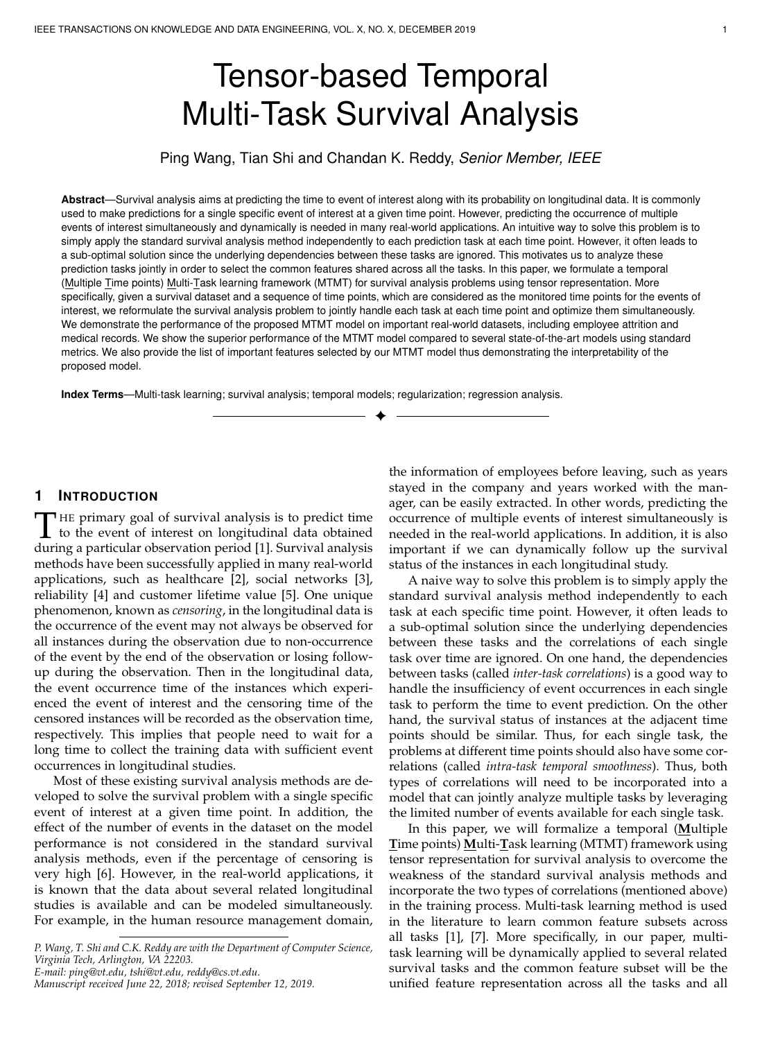# Tensor-based Temporal Multi-Task Survival Analysis

Ping Wang, Tian Shi and Chandan K. Reddy, *Senior Member, IEEE*

**Abstract**—Survival analysis aims at predicting the time to event of interest along with its probability on longitudinal data. It is commonly used to make predictions for a single specific event of interest at a given time point. However, predicting the occurrence of multiple events of interest simultaneously and dynamically is needed in many real-world applications. An intuitive way to solve this problem is to simply apply the standard survival analysis method independently to each prediction task at each time point. However, it often leads to a sub-optimal solution since the underlying dependencies between these tasks are ignored. This motivates us to analyze these prediction tasks jointly in order to select the common features shared across all the tasks. In this paper, we formulate a temporal (Multiple Time points) Multi-Task learning framework (MTMT) for survival analysis problems using tensor representation. More specifically, given a survival dataset and a sequence of time points, which are considered as the monitored time points for the events of interest, we reformulate the survival analysis problem to jointly handle each task at each time point and optimize them simultaneously. We demonstrate the performance of the proposed MTMT model on important real-world datasets, including employee attrition and medical records. We show the superior performance of the MTMT model compared to several state-of-the-art models using standard metrics. We also provide the list of important features selected by our MTMT model thus demonstrating the interpretability of the proposed model.

**Index Terms**—Multi-task learning; survival analysis; temporal models; regularization; regression analysis.

---

## 1 Introduction

The primary goal of survival analysis is to predict time to the event of interest on longitudinal data obtained during a particular observation period [1]. Survival analysis methods have been successfully applied in many real-world applications, such as healthcare [2], social networks [3], reliability [4] and customer lifetime value [5]. One unique phenomenon, known as *censoring*, in the longitudinal data is the occurrence of the event may not always be observed for all instances during the observation due to non-occurrence of the event by the end of the observation or losing follow-up during the observation. Then in the longitudinal data, the event occurrence time of the instances which experienced the event of interest and the censoring time of the censored instances will be recorded as the observation time, respectively. This implies that people need to wait for a long time to collect the training data with sufficient event occurrences in longitudinal studies.

Most of these existing survival analysis methods are developed to solve the survival problem with a single specific event of interest at a given time point. In addition, the effect of the number of events in the dataset on the model performance is not considered in the standard survival analysis methods, even if the percentage of censoring is very high [6]. However, in the real-world applications, it is known that the data about several related longitudinal studies is available and can be modeled simultaneously. For example, in the human resource management domain, the information of employees before leaving, such as years stayed in the company and years worked with the manager, can be easily extracted. In other words, predicting the occurrence of multiple events of interest simultaneously is needed in the real-world applications. In addition, it is also important if we can dynamically follow up the survival status of the instances in each longitudinal study.

A naive way to solve this problem is to simply apply the standard survival analysis method independently to each task at each specific time point. However, it often leads to a sub-optimal solution since the underlying dependencies between these tasks and the correlations of each single task over time are ignored. On one hand, the dependencies between tasks (called *inter-task correlations*) is a good way to handle the insufficiency of event occurrences in each single task to perform the time to event prediction. On the other hand, the survival status of instances at the adjacent time points should be similar. Thus, for each single task, the problems at different time points should also have some correlations (called *intra-task temporal smoothness*). Thus, both types of correlations will need to be incorporated into a model that can jointly analyze multiple tasks by leveraging the limited number of events available for each single task.

In this paper, we will formalize a temporal (**M**ultiple **T**ime points) **M**ulti-**T**ask learning (MTMT) framework using tensor representation for survival analysis to overcome the weakness of the standard survival analysis methods and incorporate the two types of correlations (mentioned above) in the training process. Multi-task learning method is used in the literature to learn common feature subsets across all tasks [1], [7]. More specifically, in our paper, multi-task learning will be dynamically applied to several related survival tasks and the common feature subset will be the unified feature representation across all the tasks and all

---

*P. Wang, T. Shi and C.K. Reddy are with the Department of Computer Science, Virginia Tech, Arlington, VA 22203.*
*E-mail: ping@vt.edu, tshi@vt.edu, reddy@cs.vt.edu.*
*Manuscript received June 22, 2018; revised September 12, 2019.*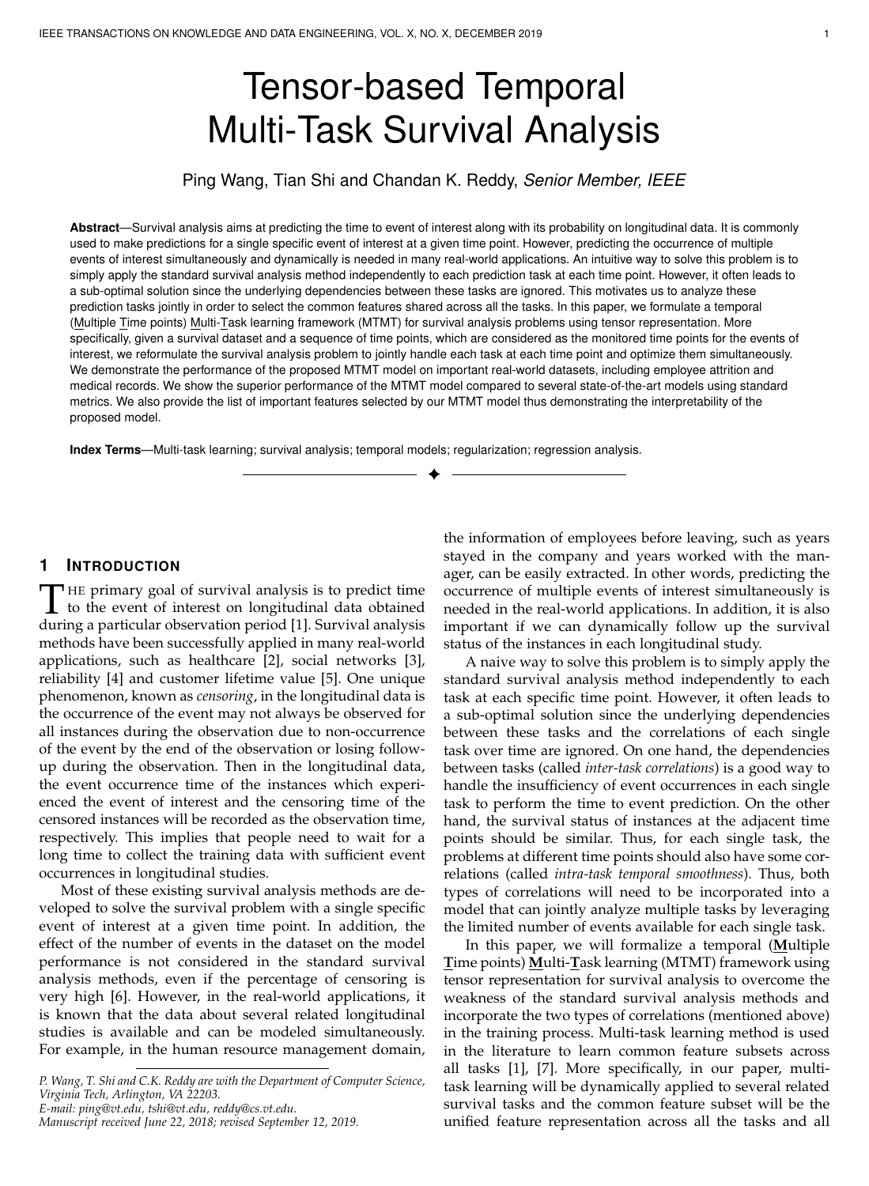# Tensor-based Temporal Multi-Task Survival Analysis

Ping Wang, Tian Shi and Chandan K. Reddy, *Senior Member, IEEE*

**Abstract**—Survival analysis aims at predicting the time to event of interest along with its probability on longitudinal data. It is commonly used to make predictions for a single specific event of interest at a given time point. However, predicting the occurrence of multiple events of interest simultaneously and dynamically is needed in many real-world applications. An intuitive way to solve this problem is to simply apply the standard survival analysis method independently to each prediction task at each time point. However, it often leads to a sub-optimal solution since the underlying dependencies between these tasks are ignored. This motivates us to analyze these prediction tasks jointly in order to select the common features shared across all the tasks. In this paper, we formulate a temporal (Multiple Time points) Multi-Task learning framework (MTMT) for survival analysis problems using tensor representation. More specifically, given a survival dataset and a sequence of time points, which are considered as the monitored time points for the events of interest, we reformulate the survival analysis problem to jointly handle each task at each time point and optimize them simultaneously. We demonstrate the performance of the proposed MTMT model on important real-world datasets, including employee attrition and medical records. We show the superior performance of the MTMT model compared to several state-of-the-art models using standard metrics. We also provide the list of important features selected by our MTMT model thus demonstrating the interpretability of the proposed model.

**Index Terms**—Multi-task learning; survival analysis; temporal models; regularization; regression analysis.

## 1 Introduction

The primary goal of survival analysis is to predict time to the event of interest on longitudinal data obtained during a particular observation period [1]. Survival analysis methods have been successfully applied in many real-world applications, such as healthcare [2], social networks [3], reliability [4] and customer lifetime value [5]. One unique phenomenon, known as *censoring*, in the longitudinal data is the occurrence of the event may not always be observed for all instances during the observation due to non-occurrence of the event by the end of the observation or losing follow-up during the observation. Then in the longitudinal data, the event occurrence time of the instances which experienced the event of interest and the censoring time of the censored instances will be recorded as the observation time, respectively. This implies that people need to wait for a long time to collect the training data with sufficient event occurrences in longitudinal studies.

Most of these existing survival analysis methods are developed to solve the survival problem with a single specific event of interest at a given time point. In addition, the effect of the number of events in the dataset on the model performance is not considered in the standard survival analysis methods, even if the percentage of censoring is very high [6]. However, in the real-world applications, it is known that the data about several related longitudinal studies is available and can be modeled simultaneously. For example, in the human resource management domain, the information of employees before leaving, such as years stayed in the company and years worked with the manager, can be easily extracted. In other words, predicting the occurrence of multiple events of interest simultaneously is needed in the real-world applications. In addition, it is also important if we can dynamically follow up the survival status of the instances in each longitudinal study.

A naive way to solve this problem is to simply apply the standard survival analysis method independently to each task at each specific time point. However, it often leads to a sub-optimal solution since the underlying dependencies between these tasks and the correlations of each single task over time are ignored. On one hand, the dependencies between tasks (called *inter-task correlations*) is a good way to handle the insufficiency of event occurrences in each single task to perform the time to event prediction. On the other hand, the survival status of instances at the adjacent time points should be similar. Thus, for each single task, the problems at different time points should also have some correlations (called *intra-task temporal smoothness*). Thus, both types of correlations will need to be incorporated into a model that can jointly analyze multiple tasks by leveraging the limited number of events available for each single task.

In this paper, we will formalize a temporal (**M**ultiple **T**ime points) **M**ulti-**T**ask learning (MTMT) framework using tensor representation for survival analysis to overcome the weakness of the standard survival analysis methods and incorporate the two types of correlations (mentioned above) in the training process. Multi-task learning method is used in the literature to learn common feature subsets across all tasks [1], [7]. More specifically, in our paper, multi-task learning will be dynamically applied to several related survival tasks and the common feature subset will be the unified feature representation across all the tasks and all

---

*P. Wang, T. Shi and C.K. Reddy are with the Department of Computer Science, Virginia Tech, Arlington, VA 22203.*
*E-mail: ping@vt.edu, tshi@vt.edu, reddy@cs.vt.edu.*
*Manuscript received June 22, 2018; revised September 12, 2019.*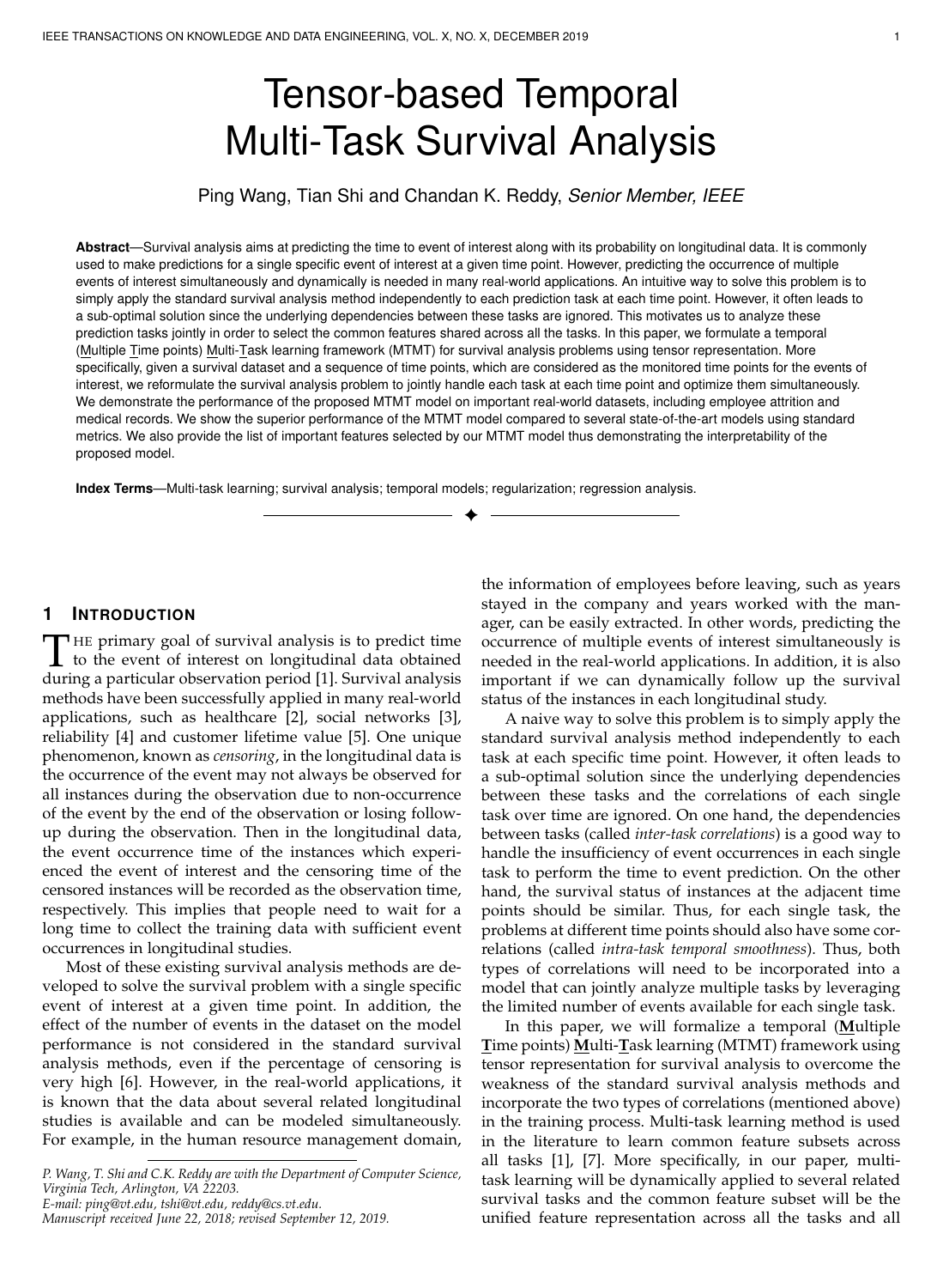# Tensor-based Temporal Multi-Task Survival Analysis

Ping Wang, Tian Shi and Chandan K. Reddy, *Senior Member, IEEE*

**Abstract**—Survival analysis aims at predicting the time to event of interest along with its probability on longitudinal data. It is commonly used to make predictions for a single specific event of interest at a given time point. However, predicting the occurrence of multiple events of interest simultaneously and dynamically is needed in many real-world applications. An intuitive way to solve this problem is to simply apply the standard survival analysis method independently to each prediction task at each time point. However, it often leads to a sub-optimal solution since the underlying dependencies between these tasks are ignored. This motivates us to analyze these prediction tasks jointly in order to select the common features shared across all the tasks. In this paper, we formulate a temporal (Multiple Time points) Multi-Task learning framework (MTMT) for survival analysis problems using tensor representation. More specifically, given a survival dataset and a sequence of time points, which are considered as the monitored time points for the events of interest, we reformulate the survival analysis problem to jointly handle each task at each time point and optimize them simultaneously. We demonstrate the performance of the proposed MTMT model on important real-world datasets, including employee attrition and medical records. We show the superior performance of the MTMT model compared to several state-of-the-art models using standard metrics. We also provide the list of important features selected by our MTMT model thus demonstrating the interpretability of the proposed model.

**Index Terms**—Multi-task learning; survival analysis; temporal models; regularization; regression analysis.

## 1 Introduction

The primary goal of survival analysis is to predict time to the event of interest on longitudinal data obtained during a particular observation period [1]. Survival analysis methods have been successfully applied in many real-world applications, such as healthcare [2], social networks [3], reliability [4] and customer lifetime value [5]. One unique phenomenon, known as *censoring*, in the longitudinal data is the occurrence of the event may not always be observed for all instances during the observation due to non-occurrence of the event by the end of the observation or losing follow-up during the observation. Then in the longitudinal data, the event occurrence time of the instances which experienced the event of interest and the censoring time of the censored instances will be recorded as the observation time, respectively. This implies that people need to wait for a long time to collect the training data with sufficient event occurrences in longitudinal studies.

Most of these existing survival analysis methods are developed to solve the survival problem with a single specific event of interest at a given time point. In addition, the effect of the number of events in the dataset on the model performance is not considered in the standard survival analysis methods, even if the percentage of censoring is very high [6]. However, in the real-world applications, it is known that the data about several related longitudinal studies is available and can be modeled simultaneously. For example, in the human resource management domain, the information of employees before leaving, such as years stayed in the company and years worked with the manager, can be easily extracted. In other words, predicting the occurrence of multiple events of interest simultaneously is needed in the real-world applications. In addition, it is also important if we can dynamically follow up the survival status of the instances in each longitudinal study.

A naive way to solve this problem is to simply apply the standard survival analysis method independently to each task at each specific time point. However, it often leads to a sub-optimal solution since the underlying dependencies between these tasks and the correlations of each single task over time are ignored. On one hand, the dependencies between tasks (called *inter-task correlations*) is a good way to handle the insufficiency of event occurrences in each single task to perform the time to event prediction. On the other hand, the survival status of instances at the adjacent time points should be similar. Thus, for each single task, the problems at different time points should also have some correlations (called *intra-task temporal smoothness*). Thus, both types of correlations will need to be incorporated into a model that can jointly analyze multiple tasks by leveraging the limited number of events available for each single task.

In this paper, we will formalize a temporal (**M**ultiple **T**ime points) **M**ulti-**T**ask learning (MTMT) framework using tensor representation for survival analysis to overcome the weakness of the standard survival analysis methods and incorporate the two types of correlations (mentioned above) in the training process. Multi-task learning method is used in the literature to learn common feature subsets across all tasks [1], [7]. More specifically, in our paper, multi-task learning will be dynamically applied to several related survival tasks and the common feature subset will be the unified feature representation across all the tasks and all

---

*P. Wang, T. Shi and C.K. Reddy are with the Department of Computer Science, Virginia Tech, Arlington, VA 22203.*
*E-mail: ping@vt.edu, tshi@vt.edu, reddy@cs.vt.edu.*
*Manuscript received June 22, 2018; revised September 12, 2019.*